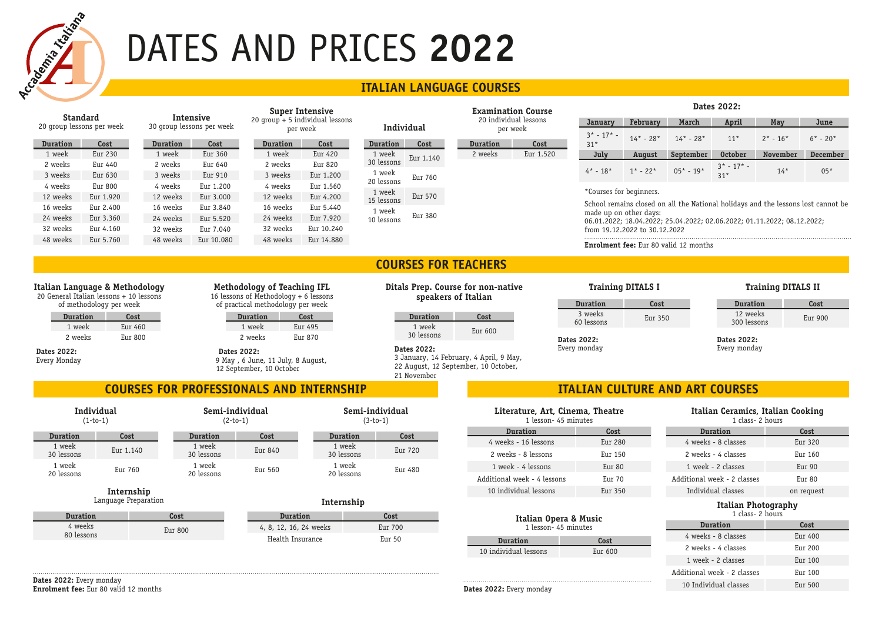# DATES AND PRICES **2022**

Accademia Italiana

## ITALIAN LANGUAGE COURSES

### Standard
20 group lessons per week

| Duration | Cost |
|---|---|
| 1 week | Eur 230 |
| 2 weeks | Eur 440 |
| 3 weeks | Eur 630 |
| 4 weeks | Eur 800 |
| 12 weeks | Eur 1.920 |
| 16 weeks | Eur 2.400 |
| 24 weeks | Eur 3.360 |
| 32 weeks | Eur 4.160 |
| 48 weeks | Eur 5.760 |

### Intensive
30 group lessons per week

| Duration | Cost |
|---|---|
| 1 week | Eur 360 |
| 2 weeks | Eur 640 |
| 3 weeks | Eur 910 |
| 4 weeks | Eur 1.200 |
| 12 weeks | Eur 3.000 |
| 16 weeks | Eur 3.840 |
| 24 weeks | Eur 5.520 |
| 32 weeks | Eur 7.040 |
| 48 weeks | Eur 10.080 |

### Super Intensive
20 group + 5 individual lessons per week

| Duration | Cost |
|---|---|
| 1 week | Eur 420 |
| 2 weeks | Eur 820 |
| 3 weeks | Eur 1.200 |
| 4 weeks | Eur 1.560 |
| 12 weeks | Eur 4.200 |
| 16 weeks | Eur 5.440 |
| 24 weeks | Eur 7.920 |
| 32 weeks | Eur 10.240 |
| 48 weeks | Eur 14.880 |

### Individual

| Duration | Cost |
|---|---|
| 1 week 30 lessons | Eur 1.140 |
| 1 week 20 lessons | Eur 760 |
| 1 week 15 lessons | Eur 570 |
| 1 week 10 lessons | Eur 380 |

### Examination Course
20 individual lessons per week

| Duration | Cost |
|---|---|
| 2 weeks | Eur 1.520 |

### Dates 2022:

| January | February | March | April | May | June |
|---|---|---|---|---|---|
| 3* - 17* - 31* | 14* - 28* | 14* - 28* | 11* | 2* - 16* | 6* - 20* |
| **July** | **August** | **September** | **October** | **November** | **December** |
| 4* - 18* | 1* - 22* | 05* - 19* | 3* - 17* - 31* | 14* | 05* |

*Courses for beginners.

School remains closed on all the National holidays and the lessons lost cannot be made up on other days:
06.01.2022; 18.04.2022; 25.04.2022; 02.06.2022; 01.11.2022; 08.12.2022; from 19.12.2022 to 30.12.2022

**Enrolment fee:** Eur 80 valid 12 months

## COURSES FOR TEACHERS

### Italian Language & Methodology
20 General Italian lessons + 10 lessons of methodology per week

| Duration | Cost |
|---|---|
| 1 week | Eur 460 |
| 2 weeks | Eur 800 |

**Dates 2022:**
Every Monday

### Methodology of Teaching IFL
16 lessons of Methodology + 6 lessons of practical methodology per week

| Duration | Cost |
|---|---|
| 1 week | Eur 495 |
| 2 weeks | Eur 870 |

**Dates 2022:**
9 May , 6 June, 11 July, 8 August, 12 September, 10 October

### Ditals Prep. Course for non-native speakers of Italian

| Duration | Cost |
|---|---|
| 1 week 30 lessons | Eur 600 |

**Dates 2022:**
3 January, 14 February, 4 April, 9 May, 22 August, 12 September, 10 October, 21 November

### Training DITALS I

| Duration | Cost |
|---|---|
| 3 weeks 60 lessons | Eur 350 |

**Dates 2022:**
Every monday

### Training DITALS II

| Duration | Cost |
|---|---|
| 12 weeks 300 lessons | Eur 900 |

**Dates 2022:**
Every monday

## COURSES FOR PROFESSIONALS AND INTERNSHIP

### Individual
(1-to-1)

| Duration | Cost |
|---|---|
| 1 week 30 lessons | Eur 1.140 |
| 1 week 20 lessons | Eur 760 |

### Semi-individual
(2-to-1)

| Duration | Cost |
|---|---|
| 1 week 30 lessons | Eur 840 |
| 1 week 20 lessons | Eur 560 |

### Semi-individual
(3-to-1)

| Duration | Cost |
|---|---|
| 1 week 30 lessons | Eur 720 |
| 1 week 20 lessons | Eur 480 |

### Internship
Language Preparation

| Duration | Cost |
|---|---|
| 4 weeks 80 lessons | Eur 800 |

### Internship

| Duration | Cost |
|---|---|
| 4, 8, 12, 16, 24 weeks | Eur 700 |
| Health Insurance | Eur 50 |

**Dates 2022:** Every monday
**Enrolment fee:** Eur 80 valid 12 months

## ITALIAN CULTURE AND ART COURSES

### Literature, Art, Cinema, Theatre
1 lesson- 45 minutes

| Duration | Cost |
|---|---|
| 4 weeks - 16 lessons | Eur 280 |
| 2 weeks - 8 lessons | Eur 150 |
| 1 week - 4 lessons | Eur 80 |
| Additional week - 4 lessons | Eur 70 |
| 10 individual lessons | Eur 350 |

### Italian Opera & Music
1 lesson- 45 minutes

| Duration | Cost |
|---|---|
| 10 individual lessons | Eur 600 |

**Dates 2022:** Every monday

### Italian Ceramics, Italian Cooking
1 class- 2 hours

| Duration | Cost |
|---|---|
| 4 weeks - 8 classes | Eur 320 |
| 2 weeks - 4 classes | Eur 160 |
| 1 week - 2 classes | Eur 90 |
| Additional week - 2 classes | Eur 80 |
| Individual classes | on request |

### Italian Photography
1 class- 2 hours

| Duration | Cost |
|---|---|
| 4 weeks - 8 classes | Eur 400 |
| 2 weeks - 4 classes | Eur 200 |
| 1 week - 2 classes | Eur 100 |
| Additional week - 2 classes | Eur 100 |
| 10 Individual classes | Eur 500 |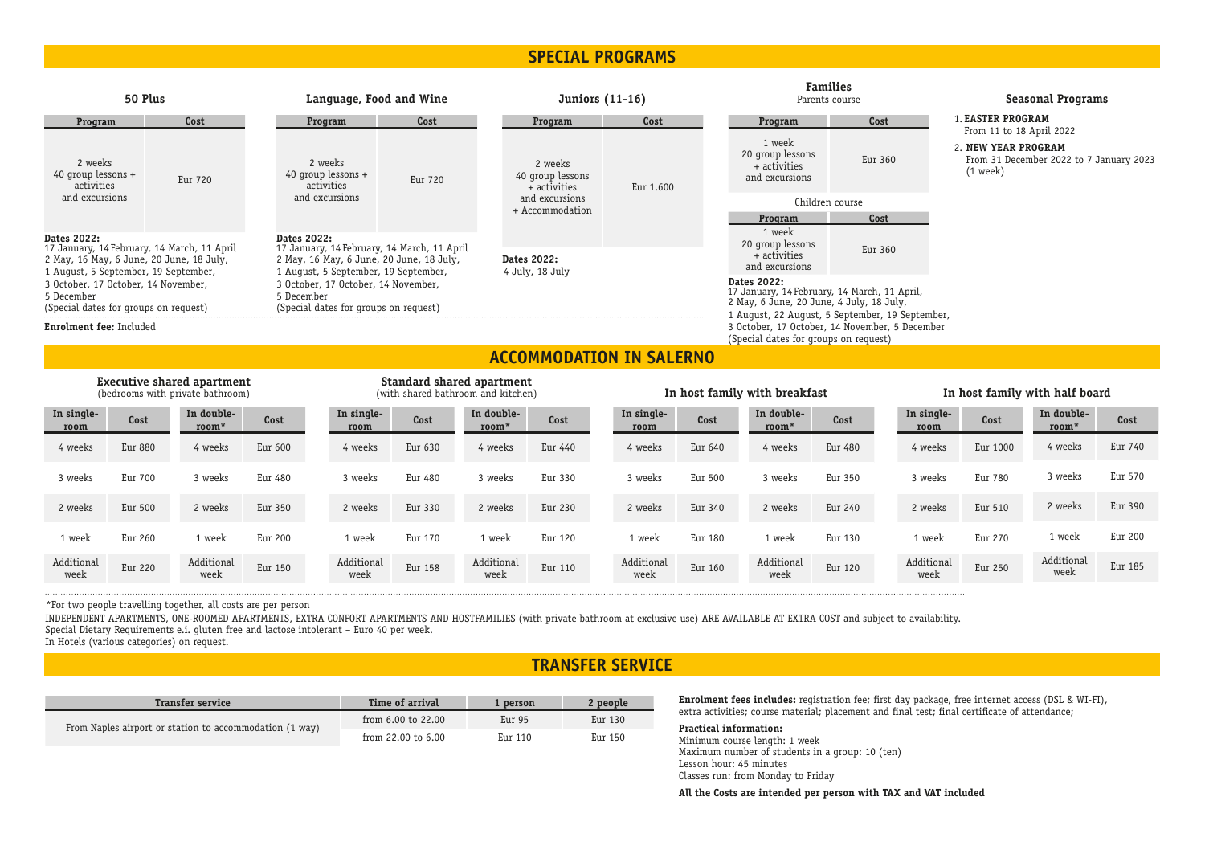# SPECIAL PROGRAMS

### 50 Plus

| Program | Cost |
| --- | --- |
| 2 weeks 40 group lessons + activities and excursions | Eur 720 |

**Dates 2022:**
17 January, 14 February, 14 March, 11 April
2 May, 16 May, 6 June, 20 June, 18 July,
1 August, 5 September, 19 September,
3 October, 17 October, 14 November,
5 December
(Special dates for groups on request)

**Enrolment fee:** Included

### Language, Food and Wine

| Program | Cost |
| --- | --- |
| 2 weeks 40 group lessons + activities and excursions | Eur 720 |

**Dates 2022:**
17 January, 14 February, 14 March, 11 April
2 May, 16 May, 6 June, 20 June, 18 July,
1 August, 5 September, 19 September,
3 October, 17 October, 14 November,
5 December
(Special dates for groups on request)

### Juniors (11-16)

| Program | Cost |
| --- | --- |
| 2 weeks 40 group lessons + activities and excursions + Accommodation | Eur 1.600 |

**Dates 2022:**
4 July, 18 July

### Families

Parents course

| Program | Cost |
| --- | --- |
| 1 week 20 group lessons + activities and excursions | Eur 360 |

Children course

| Program | Cost |
| --- | --- |
| 1 week 20 group lessons + activities and excursions | Eur 360 |

**Dates 2022:**
17 January, 14 February, 14 March, 11 April,
2 May, 6 June, 20 June, 4 July, 18 July,
1 August, 22 August, 5 September, 19 September,
3 October, 17 October, 14 November, 5 December
(Special dates for groups on request)

### Seasonal Programs

1. **EASTER PROGRAM**
   From 11 to 18 April 2022
2. **NEW YEAR PROGRAM**
   From 31 December 2022 to 7 January 2023 (1 week)

# ACCOMMODATION IN SALERNO

### Executive shared apartment
(bedrooms with private bathroom)

| In single-room | Cost | In double-room* | Cost |
| --- | --- | --- | --- |
| 4 weeks | Eur 880 | 4 weeks | Eur 600 |
| 3 weeks | Eur 700 | 3 weeks | Eur 480 |
| 2 weeks | Eur 500 | 2 weeks | Eur 350 |
| 1 week | Eur 260 | 1 week | Eur 200 |
| Additional week | Eur 220 | Additional week | Eur 150 |

### Standard shared apartment
(with shared bathroom and kitchen)

| In single-room | Cost | In double-room* | Cost |
| --- | --- | --- | --- |
| 4 weeks | Eur 630 | 4 weeks | Eur 440 |
| 3 weeks | Eur 480 | 3 weeks | Eur 330 |
| 2 weeks | Eur 330 | 2 weeks | Eur 230 |
| 1 week | Eur 170 | 1 week | Eur 120 |
| Additional week | Eur 158 | Additional week | Eur 110 |

### In host family with breakfast

| In single-room | Cost | In double-room* | Cost |
| --- | --- | --- | --- |
| 4 weeks | Eur 640 | 4 weeks | Eur 480 |
| 3 weeks | Eur 500 | 3 weeks | Eur 350 |
| 2 weeks | Eur 340 | 2 weeks | Eur 240 |
| 1 week | Eur 180 | 1 week | Eur 130 |
| Additional week | Eur 160 | Additional week | Eur 120 |

### In host family with half board

| In single-room | Cost | In double-room* | Cost |
| --- | --- | --- | --- |
| 4 weeks | Eur 1000 | 4 weeks | Eur 740 |
| 3 weeks | Eur 780 | 3 weeks | Eur 570 |
| 2 weeks | Eur 510 | 2 weeks | Eur 390 |
| 1 week | Eur 270 | 1 week | Eur 200 |
| Additional week | Eur 250 | Additional week | Eur 185 |

*For two people travelling together, all costs are per person

INDEPENDENT APARTMENTS, ONE-ROOMED APARTMENTS, EXTRA CONFORT APARTMENTS AND HOSTFAMILIES (with private bathroom at exclusive use) ARE AVAILABLE AT EXTRA COST and subject to availability.
Special Dietary Requirements e.i. gluten free and lactose intolerant – Euro 40 per week.
In Hotels (various categories) on request.

# TRANSFER SERVICE

| Transfer service | Time of arrival | 1 person | 2 people |
| --- | --- | --- | --- |
| From Naples airport or station to accommodation (1 way) | from 6.00 to 22.00 | Eur 95 | Eur 130 |
| | from 22.00 to 6.00 | Eur 110 | Eur 150 |

**Enrolment fees includes:** registration fee; first day package, free internet access (DSL & WI-FI), extra activities; course material; placement and final test; final certificate of attendance;

**Practical information:**
Minimum course length: 1 week
Maximum number of students in a group: 10 (ten)
Lesson hour: 45 minutes
Classes run: from Monday to Friday

**All the Costs are intended per person with TAX and VAT included**